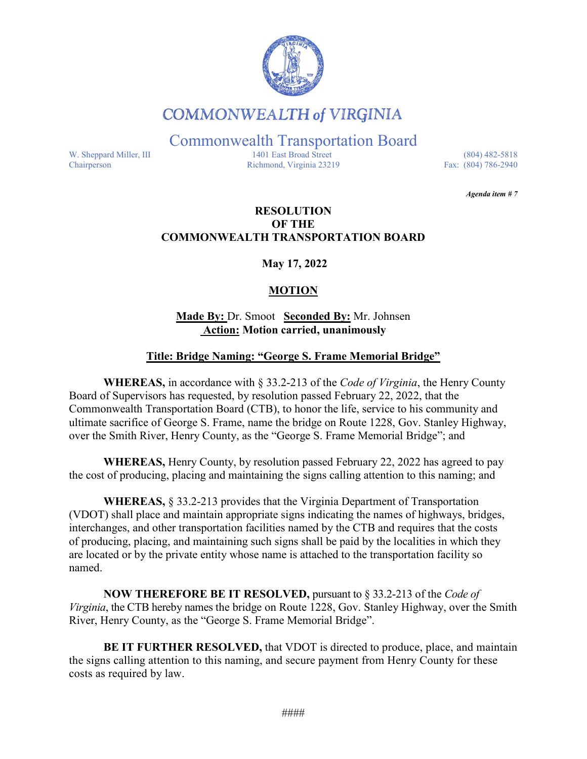# COMMONWEALTH of VIRGINIA

## Commonwealth Transportation Board

W. Sheppard Miller, III
Chairperson

1401 East Broad Street
Richmond, Virginia 23219

(804) 482-5818
Fax: (804) 786-2940

***Agenda item # 7***

**RESOLUTION
OF THE
COMMONWEALTH TRANSPORTATION BOARD**

**May 17, 2022**

**MOTION**

**Made By:** Dr. Smoot **Seconded By:** Mr. Johnsen
**Action: Motion carried, unanimously**

**Title: Bridge Naming: "George S. Frame Memorial Bridge"**

**WHEREAS,** in accordance with § 33.2-213 of the *Code of Virginia*, the Henry County Board of Supervisors has requested, by resolution passed February 22, 2022, that the Commonwealth Transportation Board (CTB), to honor the life, service to his community and ultimate sacrifice of George S. Frame, name the bridge on Route 1228, Gov. Stanley Highway, over the Smith River, Henry County, as the "George S. Frame Memorial Bridge"; and

**WHEREAS,** Henry County, by resolution passed February 22, 2022 has agreed to pay the cost of producing, placing and maintaining the signs calling attention to this naming; and

**WHEREAS,** § 33.2-213 provides that the Virginia Department of Transportation (VDOT) shall place and maintain appropriate signs indicating the names of highways, bridges, interchanges, and other transportation facilities named by the CTB and requires that the costs of producing, placing, and maintaining such signs shall be paid by the localities in which they are located or by the private entity whose name is attached to the transportation facility so named.

**NOW THEREFORE BE IT RESOLVED,** pursuant to § 33.2-213 of the *Code of Virginia*, the CTB hereby names the bridge on Route 1228, Gov. Stanley Highway, over the Smith River, Henry County, as the "George S. Frame Memorial Bridge".

**BE IT FURTHER RESOLVED,** that VDOT is directed to produce, place, and maintain the signs calling attention to this naming, and secure payment from Henry County for these costs as required by law.

####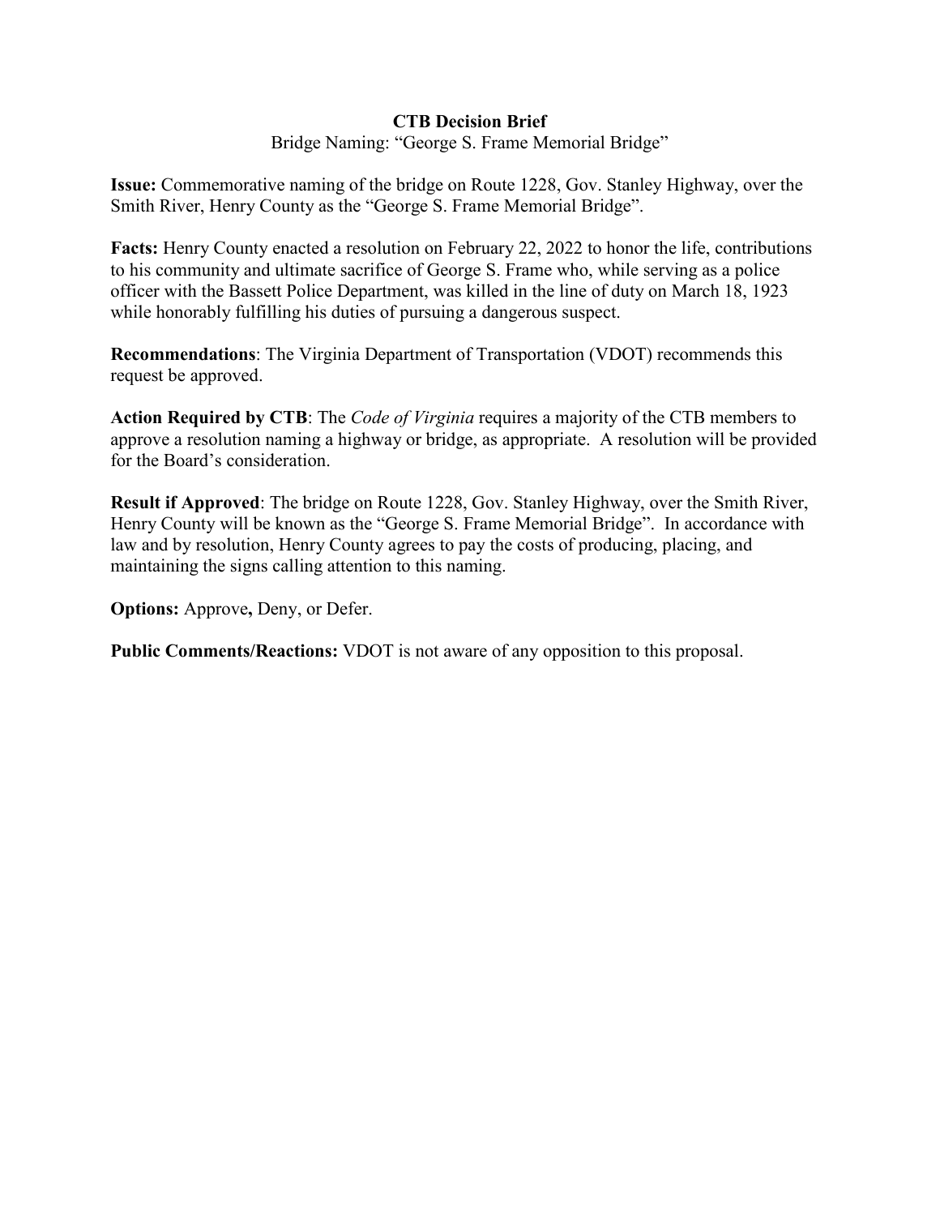**CTB Decision Brief**

Bridge Naming: "George S. Frame Memorial Bridge"

**Issue:** Commemorative naming of the bridge on Route 1228, Gov. Stanley Highway, over the Smith River, Henry County as the "George S. Frame Memorial Bridge".

**Facts:** Henry County enacted a resolution on February 22, 2022 to honor the life, contributions to his community and ultimate sacrifice of George S. Frame who, while serving as a police officer with the Bassett Police Department, was killed in the line of duty on March 18, 1923 while honorably fulfilling his duties of pursuing a dangerous suspect.

**Recommendations**: The Virginia Department of Transportation (VDOT) recommends this request be approved.

**Action Required by CTB**: The *Code of Virginia* requires a majority of the CTB members to approve a resolution naming a highway or bridge, as appropriate. A resolution will be provided for the Board's consideration.

**Result if Approved**: The bridge on Route 1228, Gov. Stanley Highway, over the Smith River, Henry County will be known as the "George S. Frame Memorial Bridge". In accordance with law and by resolution, Henry County agrees to pay the costs of producing, placing, and maintaining the signs calling attention to this naming.

**Options:** Approve**,** Deny, or Defer.

**Public Comments/Reactions:** VDOT is not aware of any opposition to this proposal.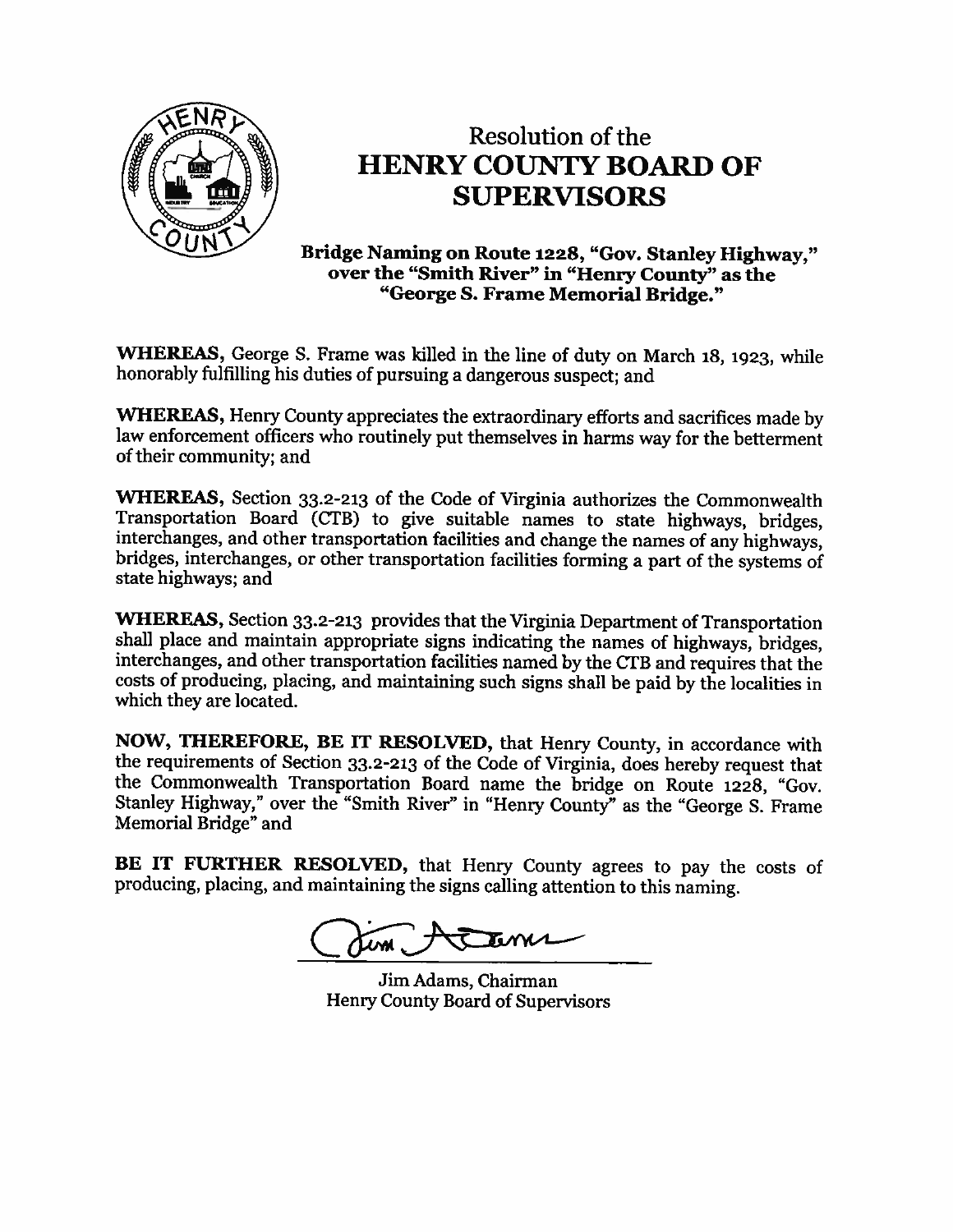# Resolution of the
# HENRY COUNTY BOARD OF SUPERVISORS

### Bridge Naming on Route 1228, "Gov. Stanley Highway," over the "Smith River" in "Henry County" as the "George S. Frame Memorial Bridge."

**WHEREAS,** George S. Frame was killed in the line of duty on March 18, 1923, while honorably fulfilling his duties of pursuing a dangerous suspect; and

**WHEREAS,** Henry County appreciates the extraordinary efforts and sacrifices made by law enforcement officers who routinely put themselves in harms way for the betterment of their community; and

**WHEREAS,** Section 33.2-213 of the Code of Virginia authorizes the Commonwealth Transportation Board (CTB) to give suitable names to state highways, bridges, interchanges, and other transportation facilities and change the names of any highways, bridges, interchanges, or other transportation facilities forming a part of the systems of state highways; and

**WHEREAS,** Section 33.2-213 provides that the Virginia Department of Transportation shall place and maintain appropriate signs indicating the names of highways, bridges, interchanges, and other transportation facilities named by the CTB and requires that the costs of producing, placing, and maintaining such signs shall be paid by the localities in which they are located.

**NOW, THEREFORE, BE IT RESOLVED,** that Henry County, in accordance with the requirements of Section 33.2-213 of the Code of Virginia, does hereby request that the Commonwealth Transportation Board name the bridge on Route 1228, "Gov. Stanley Highway," over the "Smith River" in "Henry County" as the "George S. Frame Memorial Bridge" and

**BE IT FURTHER RESOLVED,** that Henry County agrees to pay the costs of producing, placing, and maintaining the signs calling attention to this naming.

Jim Adams, Chairman
Henry County Board of Supervisors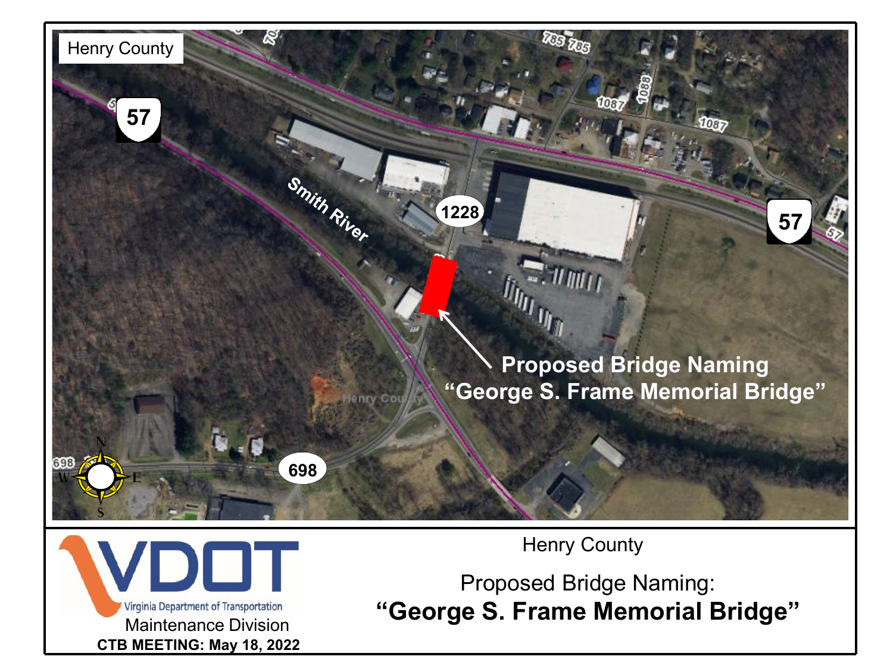Henry County

57

Smith River

1228

57

Proposed Bridge Naming
"George S. Frame Memorial Bridge"

698

VDOT
Virginia Department of Transportation
Maintenance Division
**CTB MEETING: May 18, 2022**

Henry County

Proposed Bridge Naming:
**"George S. Frame Memorial Bridge"**